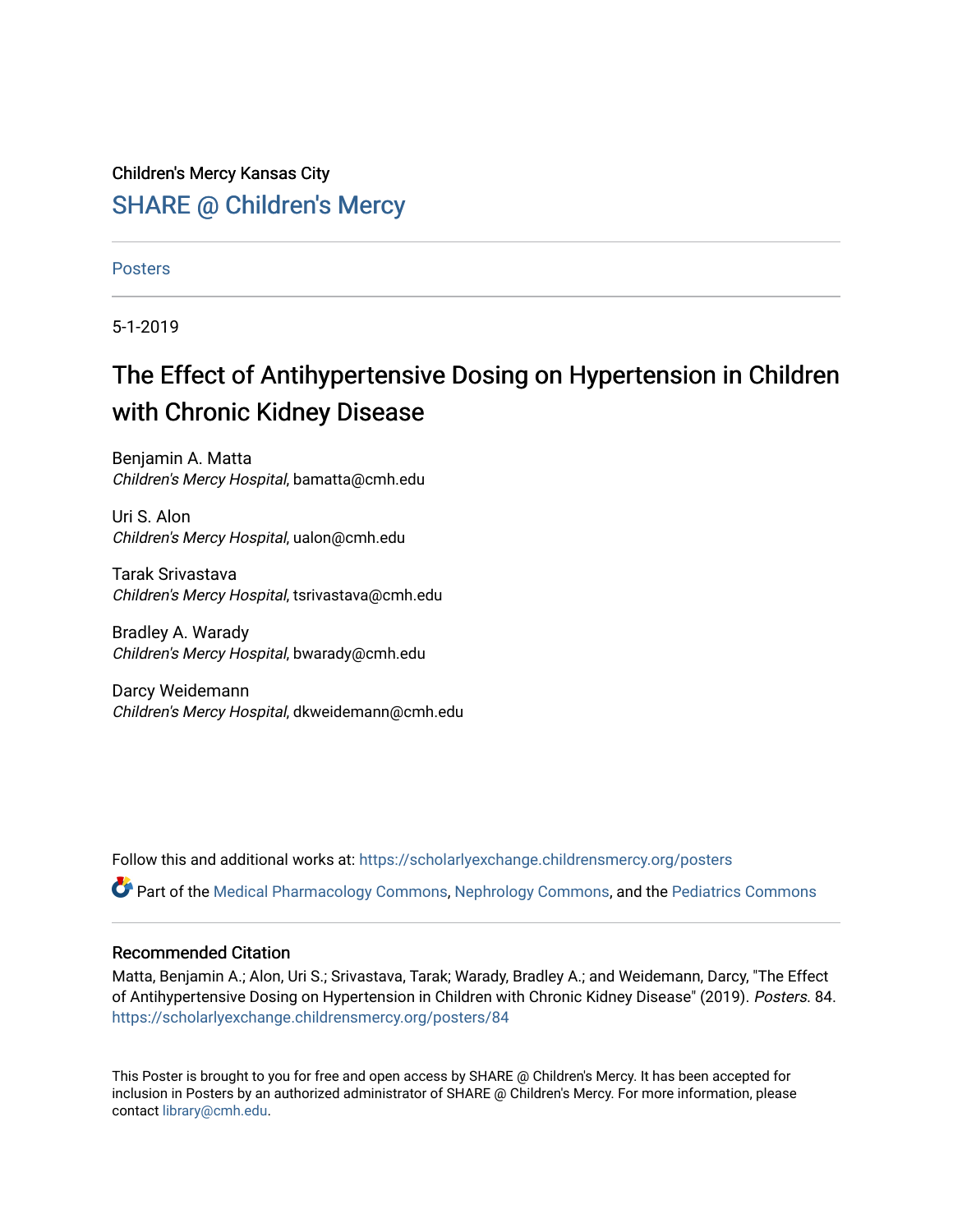Children's Mercy Kansas City

## SHARE @ Children's Mercy

Posters

5-1-2019

# The Effect of Antihypertensive Dosing on Hypertension in Children with Chronic Kidney Disease

Benjamin A. Matta
*Children's Mercy Hospital*, bamatta@cmh.edu

Uri S. Alon
*Children's Mercy Hospital*, ualon@cmh.edu

Tarak Srivastava
*Children's Mercy Hospital*, tsrivastava@cmh.edu

Bradley A. Warady
*Children's Mercy Hospital*, bwarady@cmh.edu

Darcy Weidemann
*Children's Mercy Hospital*, dkweidemann@cmh.edu

Follow this and additional works at: https://scholarlyexchange.childrensmercy.org/posters

Part of the Medical Pharmacology Commons, Nephrology Commons, and the Pediatrics Commons

### Recommended Citation

Matta, Benjamin A.; Alon, Uri S.; Srivastava, Tarak; Warady, Bradley A.; and Weidemann, Darcy, "The Effect of Antihypertensive Dosing on Hypertension in Children with Chronic Kidney Disease" (2019). *Posters*. 84.
https://scholarlyexchange.childrensmercy.org/posters/84

This Poster is brought to you for free and open access by SHARE @ Children's Mercy. It has been accepted for inclusion in Posters by an authorized administrator of SHARE @ Children's Mercy. For more information, please contact library@cmh.edu.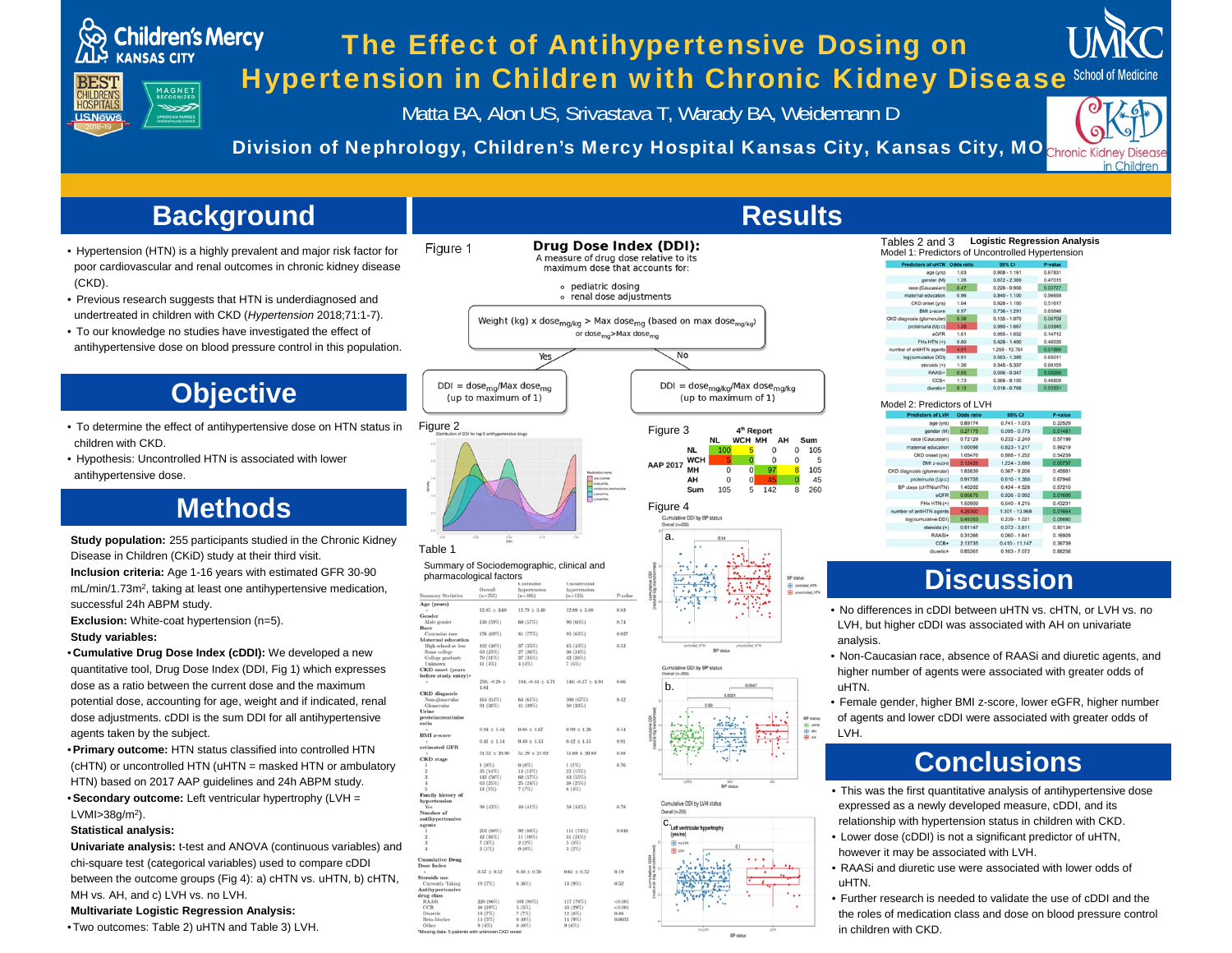# The Effect of Antihypertensive Dosing on Hypertension in Children with Chronic Kidney Disease

Matta BA, Alon US, Srivastava T, Warady BA, Weidemann D

**Division of Nephrology, Children's Mercy Hospital Kansas City, Kansas City, MO**

## Background

- Hypertension (HTN) is a highly prevalent and major risk factor for poor cardiovascular and renal outcomes in chronic kidney disease (CKD).
- Previous research suggests that HTN is underdiagnosed and undertreated in children with CKD (*Hypertension* 2018;71:1-7).
- To our knowledge no studies have investigated the effect of antihypertensive dose on blood pressure control in this population.

## Objective

- To determine the effect of antihypertensive dose on HTN status in children with CKD.
- Hypothesis: Uncontrolled HTN is associated with lower antihypertensive dose.

## Methods

**Study population:** 255 participants studied in the Chronic Kidney Disease in Children (CKiD) study at their third visit.

**Inclusion criteria:** Age 1-16 years with estimated GFR 30-90 mL/min/1.73m$^2$, taking at least one antihypertensive medication, successful 24h ABPM study.

**Exclusion:** White-coat hypertension (n=5).

**Study variables:**

- **Cumulative Drug Dose Index (cDDI):** We developed a new quantitative tool, Drug Dose Index (DDI, Fig 1) which expresses dose as a ratio between the current dose and the maximum potential dose, accounting for age, weight and if indicated, renal dose adjustments. cDDI is the sum DDI for all antihypertensive agents taken by the subject.
- **Primary outcome:** HTN status classified into controlled HTN (cHTN) or uncontrolled HTN (uHTN = masked HTN or ambulatory HTN) based on 2017 AAP guidelines and 24h ABPM study.
- **Secondary outcome:** Left ventricular hypertrophy (LVH = LVMI>38g/m$^2$).

**Statistical analysis:**

**Univariate analysis:** t-test and ANOVA (continuous variables) and chi-square test (categorical variables) used to compare cDDI between the outcome groups (Fig 4): a) cHTN vs. uHTN, b) cHTN, MH vs. AH, and c) LVH vs. no LVH.

**Multivariate Logistic Regression Analysis:**

- Two outcomes: Table 2) uHTN and Table 3) LVH.

## Results

Figure 1

**Drug Dose Index (DDI):**
A measure of drug dose relative to its maximum dose that accounts for:

- pediatric dosing
- renal dose adjustments

Weight (kg) x dose$_{mg/kg}$ > Max dose$_{mg}$ (based on max dose$_{mg/kg}$) or dose$_{mg}$>Max dose$_{mg}$

Yes: DDI = dose$_{mg}$/Max dose$_{mg}$ (up to maximum of 1)

No: DDI = dose$_{mg/kg}$/Max dose$_{mg/kg}$ (up to maximum of 1)

Figure 2

Distribution of DDI for top 5 antihypertensive drugs

Figure 3

4th Report

| | | NL | WCH | MH | AH | Sum |
|---|---|---|---|---|---|---|
| AAP 2017 | NL | 100 | 5 | 0 | 0 | 105 |
| | WCH | 5 | 0 | 0 | 0 | 5 |
| | MH | 0 | 0 | 97 | 8 | 105 |
| | AH | 0 | 0 | 45 | 0 | 45 |
| | Sum | 105 | 5 | 142 | 8 | 260 |

Figure 4

a. Cumulative DDI by HTN status, Overall (n=255); 0.14; controlled_HTN, uncontrolled_HTN

b. Cumulative DDI by BP status, Overall (n=255); 0.0047; 0.0021; 0.93; cHTN, MH, AH

c. Cumulative DDI by LVH status, Overall (n=255); Left ventricular hypertrophy (yes/no); 0.1; noLVH, LVH

Table 1

Summary of Sociodemographic, clinical and pharmacological factors

| Summary Statistics | Overall (n=255) | Controlled hypertension (n=105) | Uncontrolled hypertension (n=155) | P-value |
|---|---|---|---|---|
| Age (years) | 12.85 ± 3.68 | 12.79 ± 3.40 | 12.89 ± 3.88 | 0.83 |
| Gender | | | | |
| Male gender | 150 (59%) | 60 (57%) | 90 (60%) | 0.74 |
| Race | | | | |
| Caucasian race | 176 (69%) | 81 (77%) | 95 (63%) | 0.027 |
| Maternal education | | | | |
| High school or less | 102 (40%) | 37 (35%) | 65 (43%) | 0.53 |
| Some college | 63 (25%) | 27 (26%) | 36 (24%) | |
| College graduate | 79 (31%) | 37 (35%) | 42 (28%) | |
| Unknown | 11 (4%) | 4 (4%) | 7 (5%) | |
| CKD onset (years before study entry)* | 250, -8.28 ± 4.84 | 104, -8.44 ± 4.71 | 146, -8.17 ± 4.94 | 0.66 |
| CKD diagnosis | | | | |
| Non-glomerular | 164 (64%) | 64 (61%) | 100 (67%) | 0.42 |
| Glomerular | 91 (36%) | 41 (39%) | 50 (33%) | |
| Urine protein:creatinine ratio | 0.94 ± 1.44 | 0.88 ± 1.67 | 0.99 ± 1.26 | 0.14 |
| BMI z-score | 0.41 ± 1.14 | 0.40 ± 1.13 | 0.42 ± 1.15 | 0.91 |
| estimated GFR | 51.52 ± 20.90 | 51.29 ± 21.02 | 51.69 ± 20.89 | 0.88 |
| CKD stage | | | | |
| 1 | 1 (0%) | 0 (0%) | 1 (1%) | 0.76 |
| 2 | 35 (14%) | 13 (12%) | 22 (15%) | |
| 3 | 143 (56%) | 60 (57%) | 83 (55%) | |
| 4 | 63 (25%) | 25 (24%) | 38 (25%) | |
| 5 | 13 (5%) | 7 (7%) | 6 (4%) | |
| Family history of hypertension | | | | |
| Yes | 98 (43%) | 40 (41%) | 58 (44%) | 0.78 |
| Number of antihypertensive agents | | | | |
| 1 | 203 (80%) | 92 (88%) | 111 (74%) | 0.048 |
| 2 | 42 (16%) | 11 (10%) | 31 (21%) | |
| 3 | 7 (3%) | 2 (2%) | 5 (3%) | |
| 4 | 3 (1%) | 0 (0%) | 3 (2%) | |
| Cumulative Drug Dose Index | 0.57 ± 0.52 | 0.50 ± 0.50 | 0.61 ± 0.52 | 0.19 |
| Steroids use | | | | |
| Currently Taking | 19 (7%) | 6 (6%) | 13 (9%) | 0.52 |
| Antihypertensive drug class | | | | |
| RAAS | 220 (86%) | 103 (98%) | 117 (78%) | <0.001 |
| CCB | 48 (19%) | 5 (5%) | 43 (29%) | <0.001 |
| Diuretic | 19 (7%) | 7 (7%) | 12 (8%) | 0.88 |
| Beta-blocker | 14 (5%) | 0 (0%) | 14 (9%) | 0.0031 |
| Other | 9 (4%) | 0 (0%) | 9 (6%) | |

*Missing data: 5 patients with unknown CKD onset

Tables 2 and 3 **Logistic Regression Analysis**

Model 1: Predictors of Uncontrolled Hypertension

| Predictors of uHTN | Odds ratio | 95% CI | P-value |
|---|---|---|---|
| age (yrs) | 1.03 | 0.908 - 1.161 | 0.67831 |
| gender (M) | 1.26 | 0.672 - 2.369 | 0.47015 |
| race (Caucasian) | 0.47 | 0.228 - 0.956 | 0.03727 |
| maternal education | 0.96 | 0.840 - 1.100 | 0.56658 |
| CKD onset (yrs) | 1.04 | 0.928 - 1.160 | 0.51617 |
| BMI z-score | 0.97 | 0.736 - 1.291 | 0.85848 |
| CKD diagnosis (glomerular) | 0.38 | 0.135 - 1.070 | 0.04709 |
| proteinuria (Up:c) | 1.28 | 0.990 - 1.667 | 0.05945 |
| eGFR | 1.01 | 0.985 - 1.032 | 0.14712 |
| FHx HTN (+) | 0.80 | 0.428 - 1.490 | 0.48030 |
| number of antiHTN agents | 4.61 | 1.259 - 12.761 | 0.01866 |
| log(cumulative DDI) | 0.91 | 0.563 - 1.385 | 0.65011 |
| steroids (+) | 1.36 | 0.345 - 5.337 | 0.66159 |
| RAASi+ | 0.05 | 0.006 - 0.347 | 0.00296 |
| CCB+ | 1.73 | 0.368 - 8.100 | 0.48808 |
| diuretic+ | 0.12 | 0.018 - 0.768 | 0.02531 |

Model 2: Predictors of LVH

| Predictors of LVH | Odds ratio | 95% CI | P-value |
|---|---|---|---|
| age (yrs) | 0.89174 | 0.741 - 1.073 | 0.22529 |
| gender (M) | 0.27175 | 0.095 - 0.775 | 0.01481 |
| race (Caucasian) | 0.72129 | 0.232 - 2.240 | 0.57199 |
| maternal education | 1.00098 | 0.823 - 1.217 | 0.99219 |
| CKD onset (yrs) | 1.05476 | 0.888 - 1.252 | 0.54239 |
| BMI z-score | 2.12426 | 1.224 - 3.686 | 0.00737 |
| CKD diagnosis (glomerular) | 1.83839 | 0.367 - 9.206 | 0.45881 |
| proteinuria (Up:c) | 0.91758 | 0.610 - 1.380 | 0.67946 |
| BP class (cHTN/uHTN) | 1.40202 | 0.434 - 4.528 | 0.57210 |
| eGFR | 0.95876 | 0.926 - 0.992 | 0.01695 |
| FHx HTN (+) | 1.50909 | 0.540 - 4.215 | 0.43231 |
| number of antiHTN agents | 4.26300 | 1.301 - 13.968 | 0.01664 |
| log(cumulative DDI) | 0.49353 | 0.239 - 1.021 | 0.05680 |
| steroids (+) | 0.51147 | 0.072 - 3.611 | 0.50134 |
| RAASi+ | 0.31266 | 0.060 - 1.641 | 0.16929 |
| CCB+ | 2.13735 | 0.410 - 11.147 | 0.36739 |
| diuretic+ | 0.85261 | 0.103 - 7.072 | 0.88256 |

## Discussion

- No differences in cDDI between uHTN vs. cHTN, or LVH vs. no LVH, but higher cDDI was associated with AH on univariate analysis.
- Non-Caucasian race, absence of RAASi and diuretic agents, and higher number of agents were associated with greater odds of uHTN.
- Female gender, higher BMI z-score, lower eGFR, higher number of agents and lower cDDI were associated with greater odds of LVH.

## Conclusions

- This was the first quantitative analysis of antihypertensive dose expressed as a newly developed measure, cDDI, and its relationship with hypertension status in children with CKD.
- Lower dose (cDDI) is not a significant predictor of uHTN, however it may be associated with LVH.
- RAASi and diuretic use were associated with lower odds of uHTN.
- Further research is needed to validate the use of cDDI and the the roles of medication class and dose on blood pressure control in children with CKD.